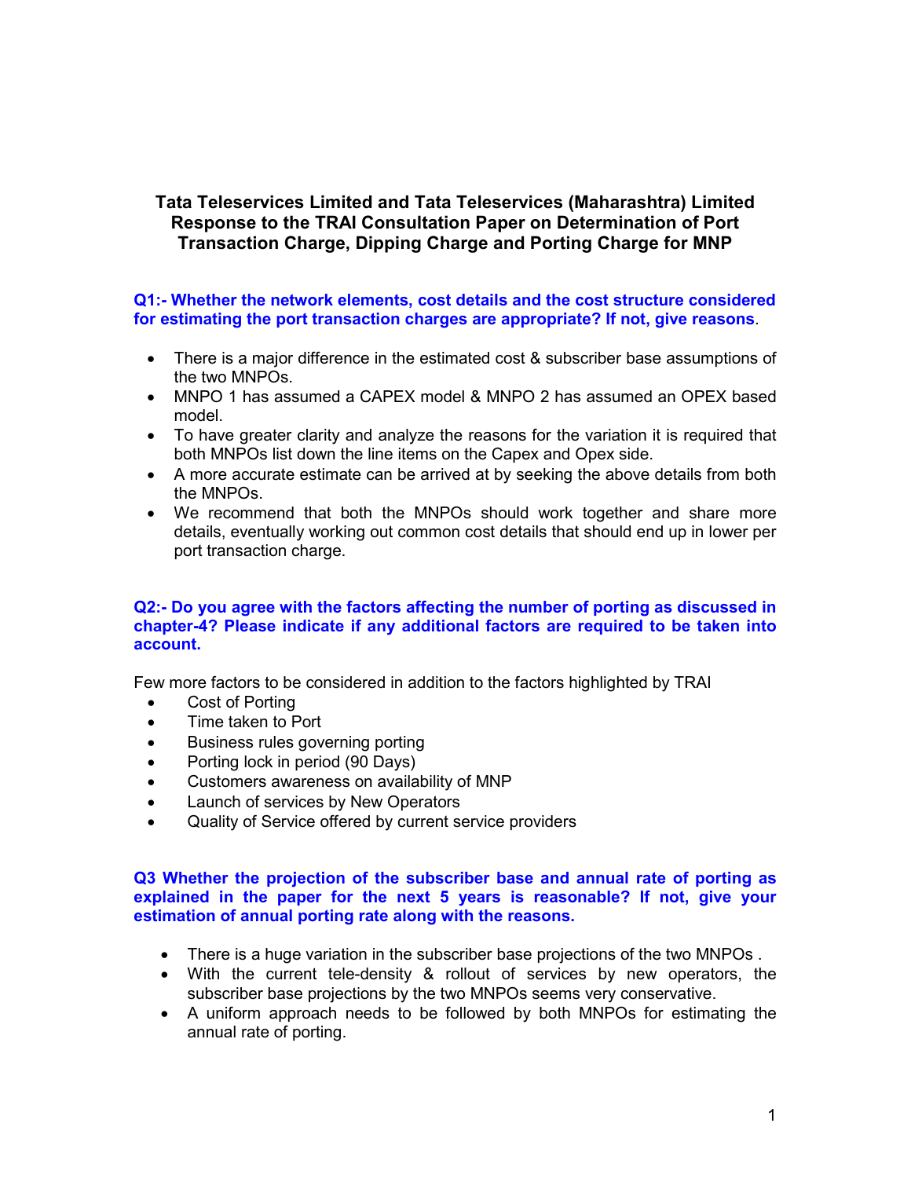# Tata Teleservices Limited and Tata Teleservices (Maharashtra) Limited Response to the TRAI Consultation Paper on Determination of Port Transaction Charge, Dipping Charge and Porting Charge for MNP

**Q1:- Whether the network elements, cost details and the cost structure considered for estimating the port transaction charges are appropriate? If not, give reasons.**

- There is a major difference in the estimated cost & subscriber base assumptions of the two MNPOs.
- MNPO 1 has assumed a CAPEX model & MNPO 2 has assumed an OPEX based model.
- To have greater clarity and analyze the reasons for the variation it is required that both MNPOs list down the line items on the Capex and Opex side.
- A more accurate estimate can be arrived at by seeking the above details from both the MNPOs.
- We recommend that both the MNPOs should work together and share more details, eventually working out common cost details that should end up in lower per port transaction charge.

**Q2:- Do you agree with the factors affecting the number of porting as discussed in chapter-4? Please indicate if any additional factors are required to be taken into account.**

Few more factors to be considered in addition to the factors highlighted by TRAI

- Cost of Porting
- Time taken to Port
- Business rules governing porting
- Porting lock in period (90 Days)
- Customers awareness on availability of MNP
- Launch of services by New Operators
- Quality of Service offered by current service providers

**Q3 Whether the projection of the subscriber base and annual rate of porting as explained in the paper for the next 5 years is reasonable? If not, give your estimation of annual porting rate along with the reasons.**

- There is a huge variation in the subscriber base projections of the two MNPOs .
- With the current tele-density & rollout of services by new operators, the subscriber base projections by the two MNPOs seems very conservative.
- A uniform approach needs to be followed by both MNPOs for estimating the annual rate of porting.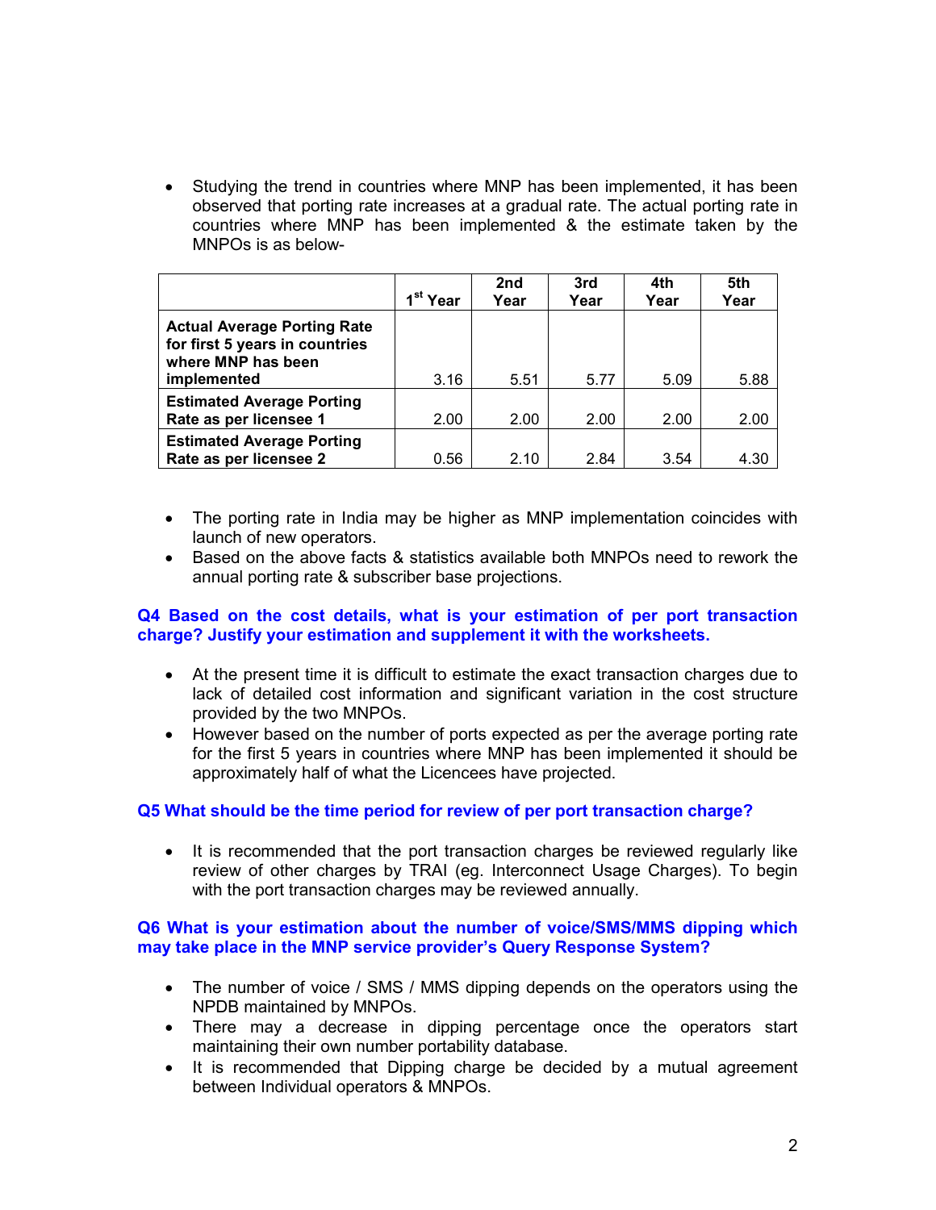- Studying the trend in countries where MNP has been implemented, it has been observed that porting rate increases at a gradual rate. The actual porting rate in countries where MNP has been implemented & the estimate taken by the MNPOs is as below-

| | 1st Year | 2nd Year | 3rd Year | 4th Year | 5th Year |
|---|---|---|---|---|---|
| **Actual Average Porting Rate for first 5 years in countries where MNP has been implemented** | 3.16 | 5.51 | 5.77 | 5.09 | 5.88 |
| **Estimated Average Porting Rate as per licensee 1** | 2.00 | 2.00 | 2.00 | 2.00 | 2.00 |
| **Estimated Average Porting Rate as per licensee 2** | 0.56 | 2.10 | 2.84 | 3.54 | 4.30 |

- The porting rate in India may be higher as MNP implementation coincides with launch of new operators.
- Based on the above facts & statistics available both MNPOs need to rework the annual porting rate & subscriber base projections.

### Q4 Based on the cost details, what is your estimation of per port transaction charge? Justify your estimation and supplement it with the worksheets.

- At the present time it is difficult to estimate the exact transaction charges due to lack of detailed cost information and significant variation in the cost structure provided by the two MNPOs.
- However based on the number of ports expected as per the average porting rate for the first 5 years in countries where MNP has been implemented it should be approximately half of what the Licencees have projected.

### Q5 What should be the time period for review of per port transaction charge?

- It is recommended that the port transaction charges be reviewed regularly like review of other charges by TRAI (eg. Interconnect Usage Charges). To begin with the port transaction charges may be reviewed annually.

### Q6 What is your estimation about the number of voice/SMS/MMS dipping which may take place in the MNP service provider's Query Response System?

- The number of voice / SMS / MMS dipping depends on the operators using the NPDB maintained by MNPOs.
- There may a decrease in dipping percentage once the operators start maintaining their own number portability database.
- It is recommended that Dipping charge be decided by a mutual agreement between Individual operators & MNPOs.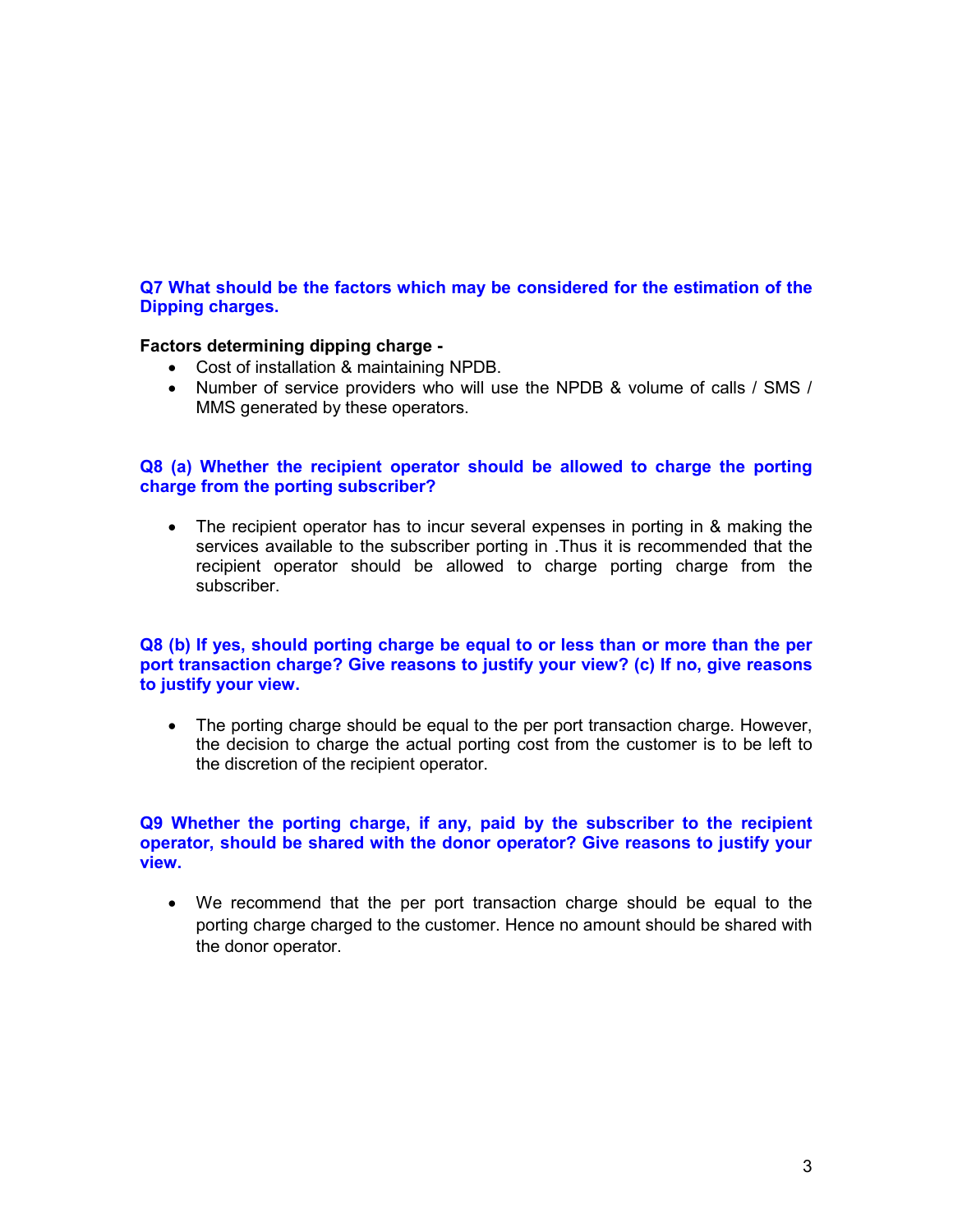**Q7 What should be the factors which may be considered for the estimation of the Dipping charges.**

**Factors determining dipping charge -**

- Cost of installation & maintaining NPDB.
- Number of service providers who will use the NPDB & volume of calls / SMS / MMS generated by these operators.

**Q8 (a) Whether the recipient operator should be allowed to charge the porting charge from the porting subscriber?**

- The recipient operator has to incur several expenses in porting in & making the services available to the subscriber porting in .Thus it is recommended that the recipient operator should be allowed to charge porting charge from the subscriber.

**Q8 (b) If yes, should porting charge be equal to or less than or more than the per port transaction charge? Give reasons to justify your view? (c) If no, give reasons to justify your view.**

- The porting charge should be equal to the per port transaction charge. However, the decision to charge the actual porting cost from the customer is to be left to the discretion of the recipient operator.

**Q9 Whether the porting charge, if any, paid by the subscriber to the recipient operator, should be shared with the donor operator? Give reasons to justify your view.**

- We recommend that the per port transaction charge should be equal to the porting charge charged to the customer. Hence no amount should be shared with the donor operator.